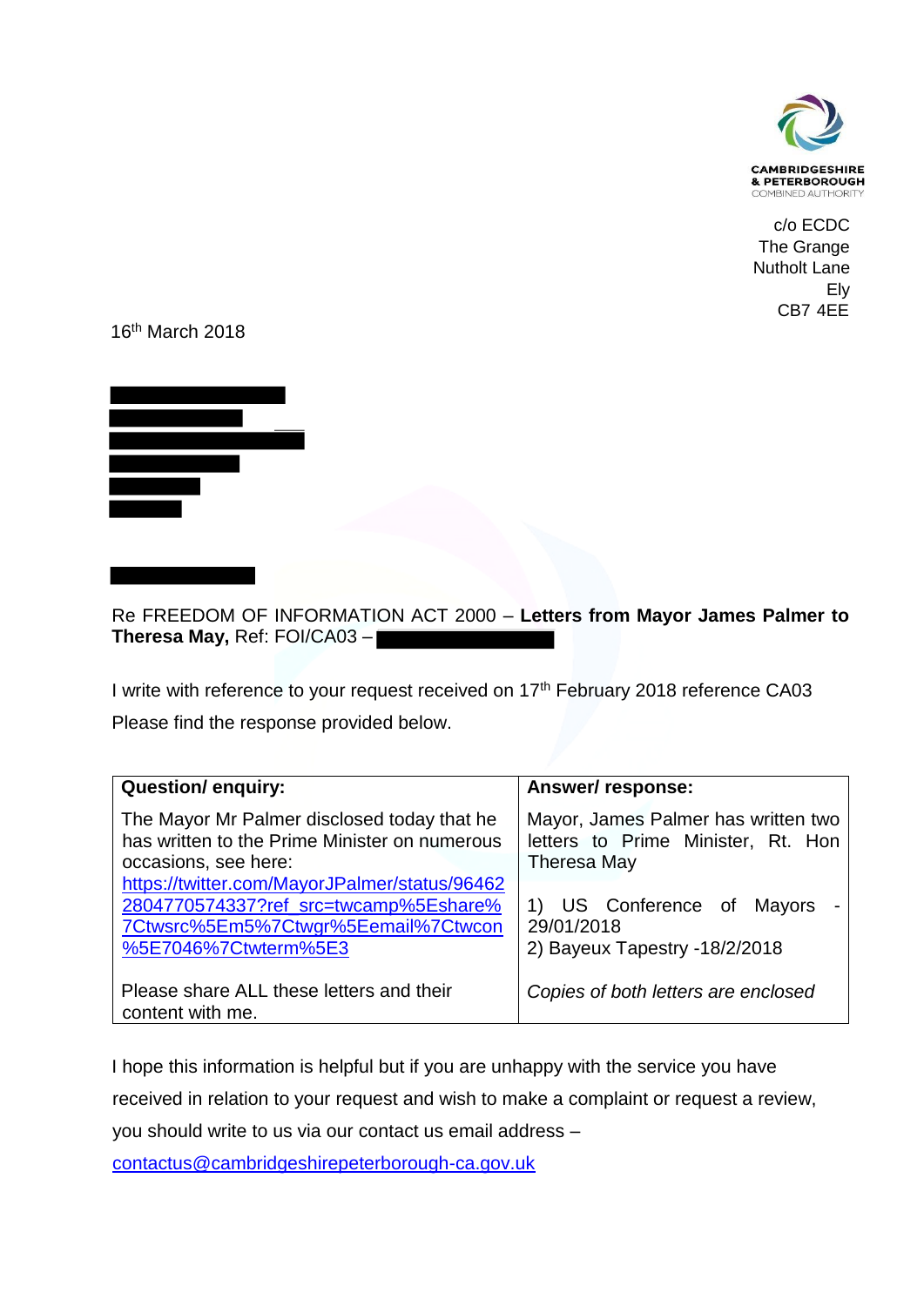CAMBRIDGESHIRE & PETERBOROUGH
COMBINED AUTHORITY

c/o ECDC
The Grange
Nutholt Lane
Ely
CB7 4EE

16th March 2018

Re FREEDOM OF INFORMATION ACT 2000 – **Letters from Mayor James Palmer to Theresa May,** Ref: FOI/CA03 –

I write with reference to your request received on 17th February 2018 reference CA03

Please find the response provided below.

| Question/ enquiry: | Answer/ response: |
|---|---|
| The Mayor Mr Palmer disclosed today that he has written to the Prime Minister on numerous occasions, see here: https://twitter.com/MayorJPalmer/status/964622804770574337?ref_src=twcamp%5Eshare%7Ctwsrc%5Em5%7Ctwgr%5Eemail%7Ctwcon%5E7046%7Ctwterm%5E3 | Mayor, James Palmer has written two letters to Prime Minister, Rt. Hon Theresa May<br><br>1) US Conference of Mayors - 29/01/2018<br>2) Bayeux Tapestry -18/2/2018 |
| Please share ALL these letters and their content with me. | *Copies of both letters are enclosed* |

I hope this information is helpful but if you are unhappy with the service you have received in relation to your request and wish to make a complaint or request a review, you should write to us via our contact us email address – contactus@cambridgeshirepeterborough-ca.gov.uk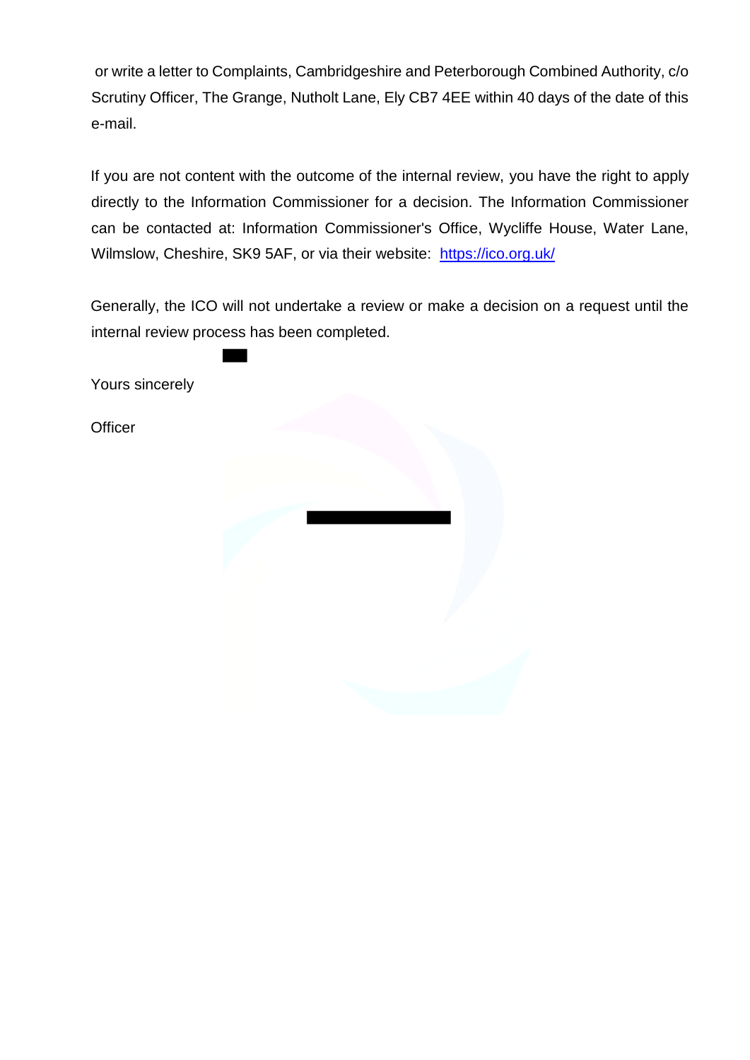or write a letter to Complaints, Cambridgeshire and Peterborough Combined Authority, c/o Scrutiny Officer, The Grange, Nutholt Lane, Ely CB7 4EE within 40 days of the date of this e-mail.

If you are not content with the outcome of the internal review, you have the right to apply directly to the Information Commissioner for a decision. The Information Commissioner can be contacted at: Information Commissioner's Office, Wycliffe House, Water Lane, Wilmslow, Cheshire, SK9 5AF, or via their website: [https://ico.org.uk/](https://ico.org.uk/)

Generally, the ICO will not undertake a review or make a decision on a request until the internal review process has been completed.

Yours sincerely

Officer